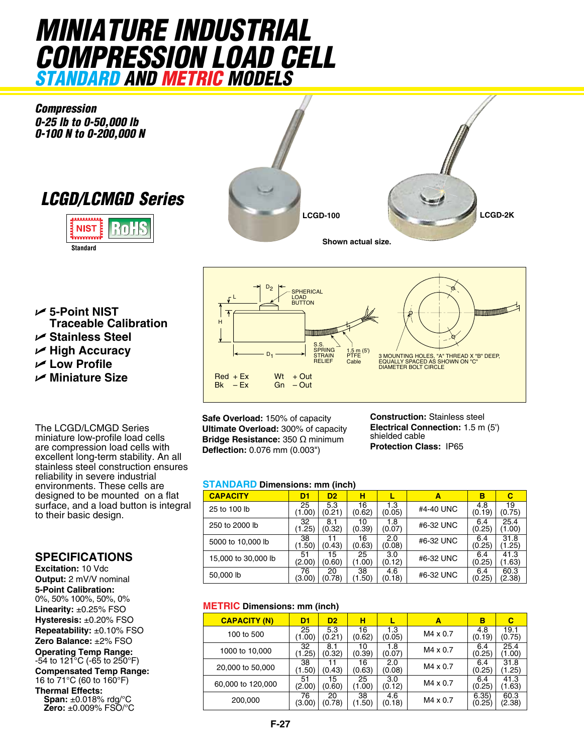# MINIATURE INDUSTRIAL COMPRESSION LOAD CELL

## STANDARD AND METRIC MODELS

***Compression***
***0-25 lb to 0-50,000 lb***
***0-100 N to 0-200,000 N***

## *LCGD/LCMGD Series*

NIST RoHS
Standard

LCGD-100

LCGD-2K

Shown actual size.

D2 — SPHERICAL LOAD BUTTON — L — H — D1 — S.S. SPRING STRAIN RELIEF — 1.5 m (5') PTFE Cable — 3 MOUNTING HOLES, "A" THREAD X "B" DEEP, EQUALLY SPACED AS SHOWN ON "C" DIAMETER BOLT CIRCLE

Red + Ex  Wt + Out
Bk – Ex  Gn – Out

- **5-Point NIST Traceable Calibration**
- **Stainless Steel**
- **High Accuracy**
- **Low Profile**
- **Miniature Size**

The LCGD/LCMGD Series miniature low-profile load cells are compression load cells with excellent long-term stability. An all stainless steel construction ensures reliability in severe industrial environments. These cells are designed to be mounted on a flat surface, and a load button is integral to their basic design.

## SPECIFICATIONS

**Excitation:** 10 Vdc
**Output:** 2 mV/V nominal
**5-Point Calibration:**
0%, 50% 100%, 50%, 0%
**Linearity:** ±0.25% FSO
**Hysteresis:** ±0.20% FSO
**Repeatability:** ±0.10% FSO
**Zero Balance:** ±2% FSO
**Operating Temp Range:**
-54 to 121°C (-65 to 250°F)
**Compensated Temp Range:**
16 to 71°C (60 to 160°F)
**Thermal Effects:**
**Span:** ±0.018% rdg/°C
**Zero:** ±0.009% FSO/°C

**Safe Overload:** 150% of capacity
**Ultimate Overload:** 300% of capacity
**Bridge Resistance:** 350 Ω minimum
**Deflection:** 0.076 mm (0.003")

**Construction:** Stainless steel
**Electrical Connection:** 1.5 m (5') shielded cable
**Protection Class:** IP65

### STANDARD Dimensions: mm (inch)

| CAPACITY | D1 | D2 | H | L | A | B | C |
|---|---|---|---|---|---|---|---|
| 25 to 100 lb | 25 (1.00) | 5.3 (0.21) | 16 (0.62) | 1.3 (0.05) | #4-40 UNC | 4.8 (0.19) | 19 (0.75) |
| 250 to 2000 lb | 32 (1.25) | 8.1 (0.32) | 10 (0.39) | 1.8 (0.07) | #6-32 UNC | 6.4 (0.25) | 25.4 (1.00) |
| 5000 to 10,000 lb | 38 (1.50) | 11 (0.43) | 16 (0.63) | 2.0 (0.08) | #6-32 UNC | 6.4 (0.25) | 31.8 (1.25) |
| 15,000 to 30,000 lb | 51 (2.00) | 15 (0.60) | 25 (1.00) | 3.0 (0.12) | #6-32 UNC | 6.4 (0.25) | 41.3 (1.63) |
| 50,000 lb | 76 (3.00) | 20 (0.78) | 38 (1.50) | 4.6 (0.18) | #6-32 UNC | 6.4 (0.25) | 60.3 (2.38) |

### METRIC Dimensions: mm (inch)

| CAPACITY (N) | D1 | D2 | H | L | A | B | C |
|---|---|---|---|---|---|---|---|
| 100 to 500 | 25 (1.00) | 5.3 (0.21) | 16 (0.62) | 1.3 (0.05) | M4 x 0.7 | 4.8 (0.19) | 19.1 (0.75) |
| 1000 to 10,000 | 32 (1.25) | 8.1 (0.32) | 10 (0.39) | 1.8 (0.07) | M4 x 0.7 | 6.4 (0.25) | 25.4 (1.00) |
| 20,000 to 50,000 | 38 (1.50) | 11 (0.43) | 16 (0.63) | 2.0 (0.08) | M4 x 0.7 | 6.4 (0.25) | 31.8 (1.25) |
| 60,000 to 120,000 | 51 (2.00) | 15 (0.60) | 25 (1.00) | 3.0 (0.12) | M4 x 0.7 | 6.4 (0.25) | 41.3 (1.63) |
| 200,000 | 76 (3.00) | 20 (0.78) | 38 (1.50) | 4.6 (0.18) | M4 x 0.7 | 6.35 (0.25) | 60.3 (2.38) |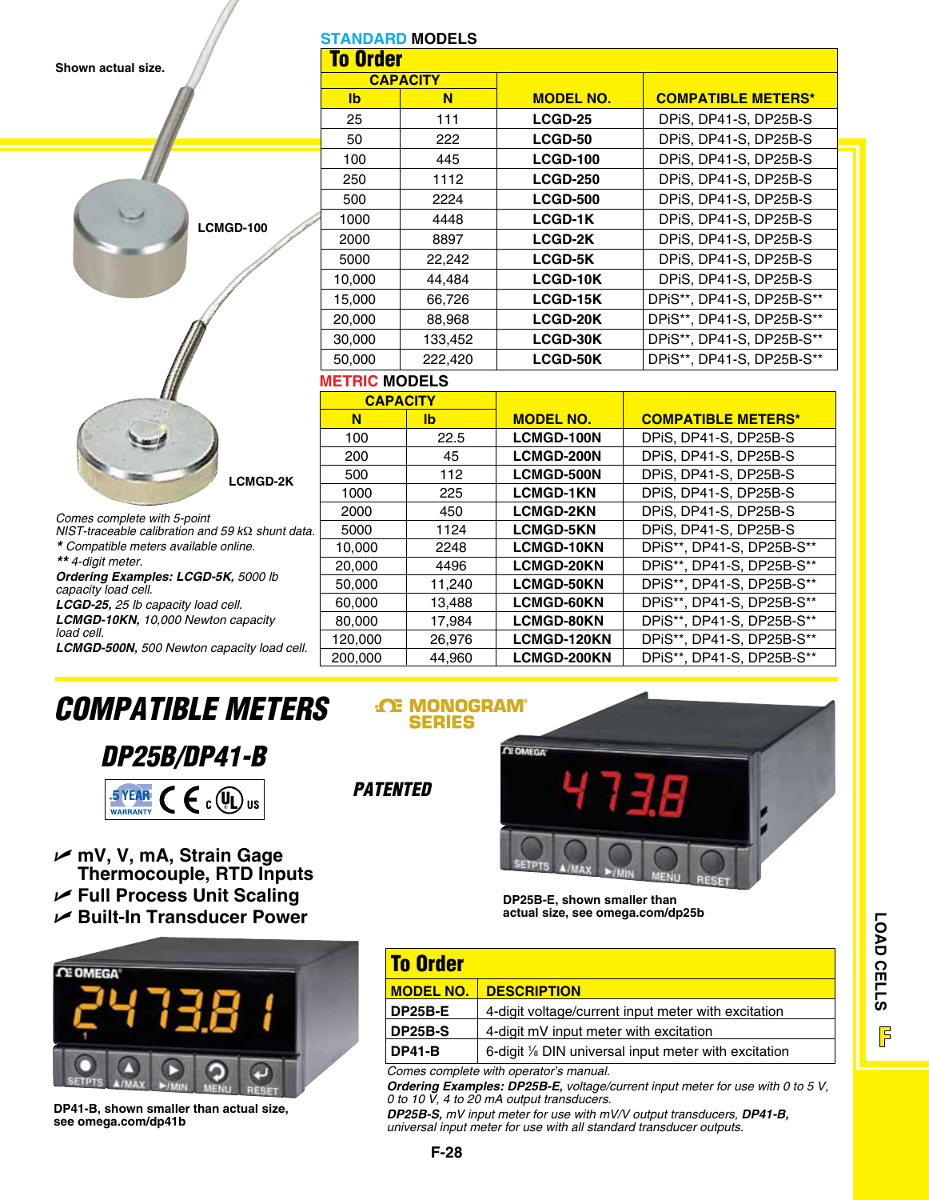Shown actual size.

LCMGD-100

LCMGD-2K

## STANDARD MODELS

### To Order

| CAPACITY | | MODEL NO. | COMPATIBLE METERS* |
|---|---|---|---|
| lb | N | | |
| 25 | 111 | LCGD-25 | DPiS, DP41-S, DP25B-S |
| 50 | 222 | LCGD-50 | DPiS, DP41-S, DP25B-S |
| 100 | 445 | LCGD-100 | DPiS, DP41-S, DP25B-S |
| 250 | 1112 | LCGD-250 | DPiS, DP41-S, DP25B-S |
| 500 | 2224 | LCGD-500 | DPiS, DP41-S, DP25B-S |
| 1000 | 4448 | LCGD-1K | DPiS, DP41-S, DP25B-S |
| 2000 | 8897 | LCGD-2K | DPiS, DP41-S, DP25B-S |
| 5000 | 22,242 | LCGD-5K | DPiS, DP41-S, DP25B-S |
| 10,000 | 44,484 | LCGD-10K | DPiS, DP41-S, DP25B-S |
| 15,000 | 66,726 | LCGD-15K | DPiS**, DP41-S, DP25B-S** |
| 20,000 | 88,968 | LCGD-20K | DPiS**, DP41-S, DP25B-S** |
| 30,000 | 133,452 | LCGD-30K | DPiS**, DP41-S, DP25B-S** |
| 50,000 | 222,420 | LCGD-50K | DPiS**, DP41-S, DP25B-S** |

## METRIC MODELS

| CAPACITY | | MODEL NO. | COMPATIBLE METERS* |
|---|---|---|---|
| N | lb | | |
| 100 | 22.5 | LCMGD-100N | DPiS, DP41-S, DP25B-S |
| 200 | 45 | LCMGD-200N | DPiS, DP41-S, DP25B-S |
| 500 | 112 | LCMGD-500N | DPiS, DP41-S, DP25B-S |
| 1000 | 225 | LCMGD-1KN | DPiS, DP41-S, DP25B-S |
| 2000 | 450 | LCMGD-2KN | DPiS, DP41-S, DP25B-S |
| 5000 | 1124 | LCMGD-5KN | DPiS, DP41-S, DP25B-S |
| 10,000 | 2248 | LCMGD-10KN | DPiS**, DP41-S, DP25B-S** |
| 20,000 | 4496 | LCMGD-20KN | DPiS**, DP41-S, DP25B-S** |
| 50,000 | 11,240 | LCMGD-50KN | DPiS**, DP41-S, DP25B-S** |
| 60,000 | 13,488 | LCMGD-60KN | DPiS**, DP41-S, DP25B-S** |
| 80,000 | 17,984 | LCMGD-80KN | DPiS**, DP41-S, DP25B-S** |
| 120,000 | 26,976 | LCMGD-120KN | DPiS**, DP41-S, DP25B-S** |
| 200,000 | 44,960 | LCMGD-200KN | DPiS**, DP41-S, DP25B-S** |

*Comes complete with 5-point NIST-traceable calibration and 59 kΩ shunt data.*
*\* Compatible meters available online.*
*\*\* 4-digit meter.*
***Ordering Examples: LCGD-5K,** 5000 lb capacity load cell.*
***LCGD-25,** 25 lb capacity load cell.*
***LCMGD-10KN,** 10,000 Newton capacity load cell.*
***LCMGD-500N,** 500 Newton capacity load cell.*

# COMPATIBLE METERS

## DP25B/DP41-B

5 YEAR WARRANTY

MONOGRAM® SERIES

PATENTED

- **mV, V, mA, Strain Gage Thermocouple, RTD Inputs**
- **Full Process Unit Scaling**
- **Built-In Transducer Power**

**DP25B-E, shown smaller than actual size, see omega.com/dp25b**

**DP41-B, shown smaller than actual size, see omega.com/dp41b**

### To Order

| MODEL NO. | DESCRIPTION |
|---|---|
| DP25B-E | 4-digit voltage/current input meter with excitation |
| DP25B-S | 4-digit mV input meter with excitation |
| DP41-B | 6-digit ⅛ DIN universal input meter with excitation |

*Comes complete with operator's manual.*
***Ordering Examples: DP25B-E,** voltage/current input meter for use with 0 to 5 V, 0 to 10 V, 4 to 20 mA output transducers.*
***DP25B-S,** mV input meter for use with mV/V output transducers, **DP41-B,** universal input meter for use with all standard transducer outputs.*

LOAD CELLS